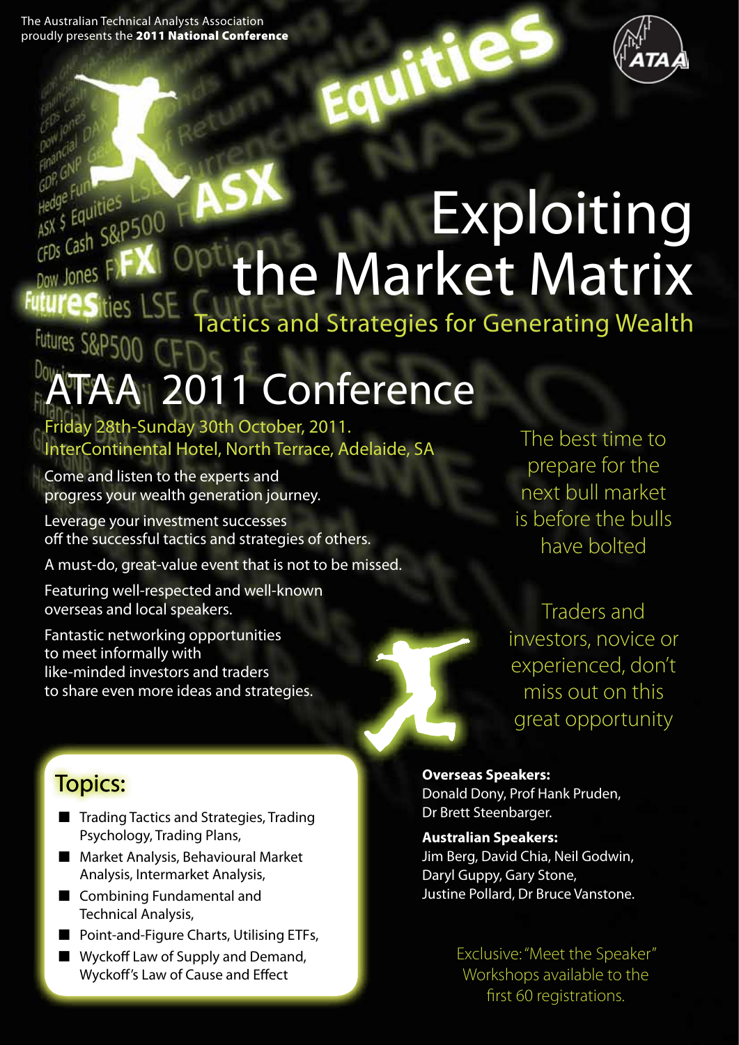The Australian Technical Analysts Association proudly presents the **2011 National Conference**

# Exploiting the Market Matrix

## Tactics and Strategies for Generating Wealth

# ATAA 2011 Conference

Friday 28th-Sunday 30th October, 2011.
InterContinental Hotel, North Terrace, Adelaide, SA

Come and listen to the experts and progress your wealth generation journey.

Leverage your investment successes off the successful tactics and strategies of others.

A must-do, great-value event that is not to be missed.

Featuring well-respected and well-known overseas and local speakers.

Fantastic networking opportunities to meet informally with like-minded investors and traders to share even more ideas and strategies.

The best time to prepare for the next bull market is before the bulls have bolted

Traders and investors, novice or experienced, don't miss out on this great opportunity

## Topics:

- Trading Tactics and Strategies, Trading Psychology, Trading Plans,
- Market Analysis, Behavioural Market Analysis, Intermarket Analysis,
- Combining Fundamental and Technical Analysis,
- Point-and-Figure Charts, Utilising ETFs,
- Wyckoff Law of Supply and Demand, Wyckoff's Law of Cause and Effect

**Overseas Speakers:**
Donald Dony, Prof Hank Pruden, Dr Brett Steenbarger.

**Australian Speakers:**
Jim Berg, David Chia, Neil Godwin, Daryl Guppy, Gary Stone, Justine Pollard, Dr Bruce Vanstone.

Exclusive: "Meet the Speaker" Workshops available to the first 60 registrations.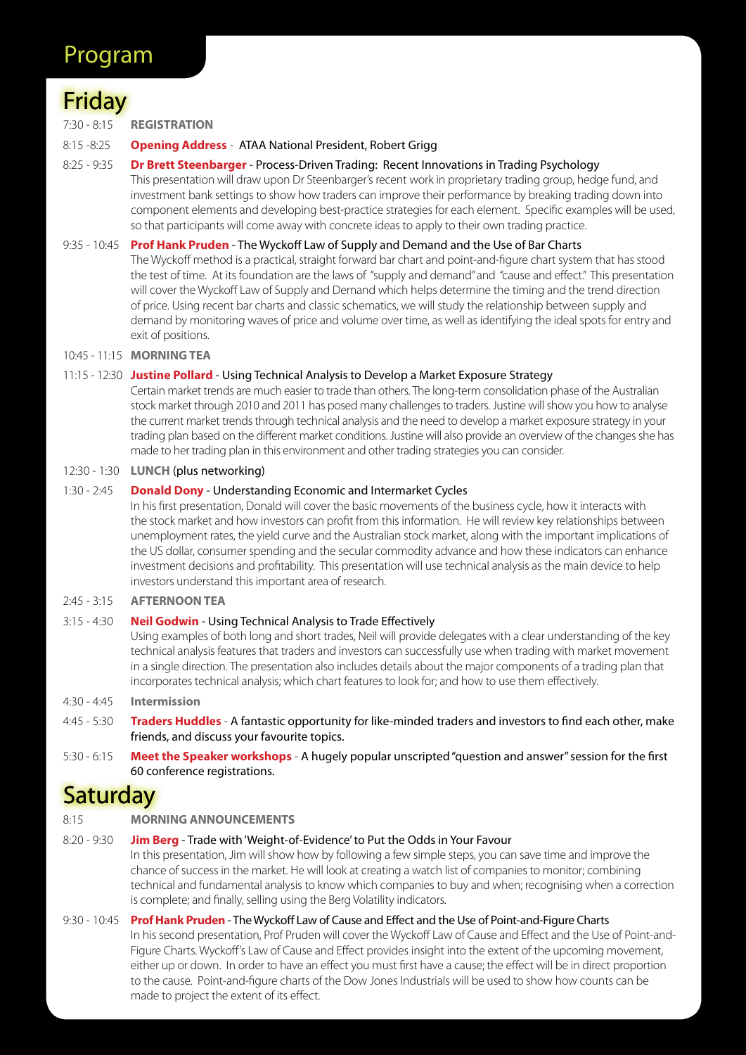# Program

## Friday

7:30 - 8:15 **REGISTRATION**

8:15 -8:25 **Opening Address** - ATAA National President, Robert Grigg

8:25 - 9:35 **Dr Brett Steenbarger** - Process-Driven Trading: Recent Innovations in Trading Psychology
This presentation will draw upon Dr Steenbarger's recent work in proprietary trading group, hedge fund, and investment bank settings to show how traders can improve their performance by breaking trading down into component elements and developing best-practice strategies for each element. Specific examples will be used, so that participants will come away with concrete ideas to apply to their own trading practice.

9:35 - 10:45 **Prof Hank Pruden** - The Wyckoff Law of Supply and Demand and the Use of Bar Charts
The Wyckoff method is a practical, straight forward bar chart and point-and-figure chart system that has stood the test of time. At its foundation are the laws of "supply and demand" and "cause and effect." This presentation will cover the Wyckoff Law of Supply and Demand which helps determine the timing and the trend direction of price. Using recent bar charts and classic schematics, we will study the relationship between supply and demand by monitoring waves of price and volume over time, as well as identifying the ideal spots for entry and exit of positions.

10:45 - 11:15 **MORNING TEA**

11:15 - 12:30 **Justine Pollard** - Using Technical Analysis to Develop a Market Exposure Strategy
Certain market trends are much easier to trade than others. The long-term consolidation phase of the Australian stock market through 2010 and 2011 has posed many challenges to traders. Justine will show you how to analyse the current market trends through technical analysis and the need to develop a market exposure strategy in your trading plan based on the different market conditions. Justine will also provide an overview of the changes she has made to her trading plan in this environment and other trading strategies you can consider.

12:30 - 1:30 **LUNCH** (plus networking)

1:30 - 2:45 **Donald Dony** - Understanding Economic and Intermarket Cycles
In his first presentation, Donald will cover the basic movements of the business cycle, how it interacts with the stock market and how investors can profit from this information. He will review key relationships between unemployment rates, the yield curve and the Australian stock market, along with the important implications of the US dollar, consumer spending and the secular commodity advance and how these indicators can enhance investment decisions and profitability. This presentation will use technical analysis as the main device to help investors understand this important area of research.

2:45 - 3:15 **AFTERNOON TEA**

3:15 - 4:30 **Neil Godwin** - Using Technical Analysis to Trade Effectively
Using examples of both long and short trades, Neil will provide delegates with a clear understanding of the key technical analysis features that traders and investors can successfully use when trading with market movement in a single direction. The presentation also includes details about the major components of a trading plan that incorporates technical analysis; which chart features to look for; and how to use them effectively.

4:30 - 4:45 **Intermission**

4:45 - 5:30 **Traders Huddles** - A fantastic opportunity for like-minded traders and investors to find each other, make friends, and discuss your favourite topics.

5:30 - 6:15 **Meet the Speaker workshops** - A hugely popular unscripted "question and answer" session for the first 60 conference registrations.

## Saturday

8:15 **MORNING ANNOUNCEMENTS**

8:20 - 9:30 **Jim Berg** - Trade with 'Weight-of-Evidence' to Put the Odds in Your Favour
In this presentation, Jim will show how by following a few simple steps, you can save time and improve the chance of success in the market. He will look at creating a watch list of companies to monitor; combining technical and fundamental analysis to know which companies to buy and when; recognising when a correction is complete; and finally, selling using the Berg Volatility indicators.

9:30 - 10:45 **Prof Hank Pruden** - The Wyckoff Law of Cause and Effect and the Use of Point-and-Figure Charts
In his second presentation, Prof Pruden will cover the Wyckoff Law of Cause and Effect and the Use of Point-and-Figure Charts. Wyckoff's Law of Cause and Effect provides insight into the extent of the upcoming movement, either up or down. In order to have an effect you must first have a cause; the effect will be in direct proportion to the cause. Point-and-figure charts of the Dow Jones Industrials will be used to show how counts can be made to project the extent of its effect.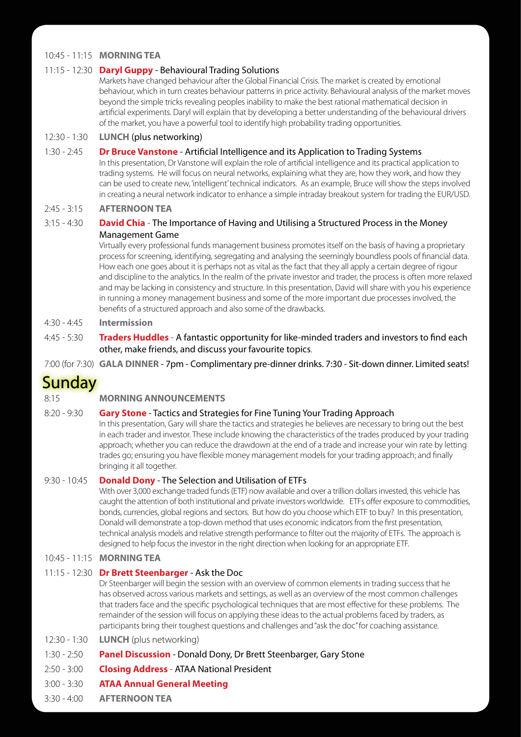10:45 - 11:15 **MORNING TEA**

11:15 - 12:30 **Daryl Guppy** - Behavioural Trading Solutions

Markets have changed behaviour after the Global Financial Crisis. The market is created by emotional behaviour, which in turn creates behaviour patterns in price activity. Behavioural analysis of the market moves beyond the simple tricks revealing peoples inability to make the best rational mathematical decision in artificial experiments. Daryl will explain that by developing a better understanding of the behavioural drivers of the market, you have a powerful tool to identify high probability trading opportunities.

12:30 - 1:30 **LUNCH** (plus networking)

1:30 - 2:45 **Dr Bruce Vanstone** - Artificial Intelligence and its Application to Trading Systems

In this presentation, Dr Vanstone will explain the role of artificial intelligence and its practical application to trading systems. He will focus on neural networks, explaining what they are, how they work, and how they can be used to create new, 'intelligent' technical indicators. As an example, Bruce will show the steps involved in creating a neural network indicator to enhance a simple intraday breakout system for trading the EUR/USD.

2:45 - 3:15 **AFTERNOON TEA**

3:15 - 4:30 **David Chia** - The Importance of Having and Utilising a Structured Process in the Money Management Game

Virtually every professional funds management business promotes itself on the basis of having a proprietary process for screening, identifying, segregating and analysing the seemingly boundless pools of financial data. How each one goes about it is perhaps not as vital as the fact that they all apply a certain degree of rigour and discipline to the analytics. In the realm of the private investor and trader, the process is often more relaxed and may be lacking in consistency and structure. In this presentation, David will share with you his experience in running a money management business and some of the more important due processes involved, the benefits of a structured approach and also some of the drawbacks.

4:30 - 4:45 **Intermission**

4:45 - 5:30 **Traders Huddles** - A fantastic opportunity for like-minded traders and investors to find each other, make friends, and discuss your favourite topics.

7:00 (for 7:30) **GALA DINNER** - 7pm - Complimentary pre-dinner drinks. 7:30 - Sit-down dinner. Limited seats!

# Sunday

8:15 **MORNING ANNOUNCEMENTS**

8:20 - 9:30 **Gary Stone** - Tactics and Strategies for Fine Tuning Your Trading Approach

In this presentation, Gary will share the tactics and strategies he believes are necessary to bring out the best in each trader and investor. These include knowing the characteristics of the trades produced by your trading approach; whether you can reduce the drawdown at the end of a trade and increase your win rate by letting trades go; ensuring you have flexible money management models for your trading approach; and finally bringing it all together.

9:30 - 10:45 **Donald Dony** - The Selection and Utilisation of ETFs

With over 3,000 exchange traded funds (ETF) now available and over a trillion dollars invested, this vehicle has caught the attention of both institutional and private investors worldwide. ETFs offer exposure to commodities, bonds, currencies, global regions and sectors. But how do you choose which ETF to buy? In this presentation, Donald will demonstrate a top-down method that uses economic indicators from the first presentation, technical analysis models and relative strength performance to filter out the majority of ETFs. The approach is designed to help focus the investor in the right direction when looking for an appropriate ETF.

10:45 - 11:15 **MORNING TEA**

11:15 - 12:30 **Dr Brett Steenbarger** - Ask the Doc

Dr Steenbarger will begin the session with an overview of common elements in trading success that he has observed across various markets and settings, as well as an overview of the most common challenges that traders face and the specific psychological techniques that are most effective for these problems. The remainder of the session will focus on applying these ideas to the actual problems faced by traders, as participants bring their toughest questions and challenges and "ask the doc" for coaching assistance.

12:30 - 1:30 **LUNCH** (plus networking)

1:30 - 2:50 **Panel Discussion** - Donald Dony, Dr Brett Steenbarger, Gary Stone

2:50 - 3:00 **Closing Address** - ATAA National President

3:00 - 3:30 **ATAA Annual General Meeting**

3:30 - 4:00 **AFTERNOON TEA**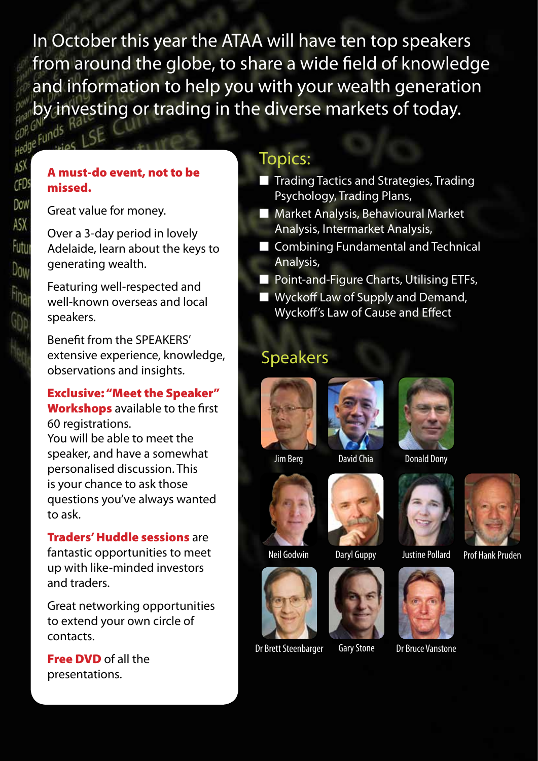In October this year the ATAA will have ten top speakers from around the globe, to share a wide field of knowledge and information to help you with your wealth generation by investing or trading in the diverse markets of today.

**A must-do event, not to be missed.**

Great value for money.

Over a 3-day period in lovely Adelaide, learn about the keys to generating wealth.

Featuring well-respected and well-known overseas and local speakers.

Benefit from the SPEAKERS' extensive experience, knowledge, observations and insights.

**Exclusive: "Meet the Speaker" Workshops** available to the first 60 registrations.
You will be able to meet the speaker, and have a somewhat personalised discussion. This is your chance to ask those questions you've always wanted to ask.

**Traders' Huddle sessions** are fantastic opportunities to meet up with like-minded investors and traders.

Great networking opportunities to extend your own circle of contacts.

**Free DVD** of all the presentations.

## Topics:

- Trading Tactics and Strategies, Trading Psychology, Trading Plans,
- Market Analysis, Behavioural Market Analysis, Intermarket Analysis,
- Combining Fundamental and Technical Analysis,
- Point-and-Figure Charts, Utilising ETFs,
- Wyckoff Law of Supply and Demand, Wyckoff's Law of Cause and Effect

## Speakers

Jim Berg

David Chia

Donald Dony

Neil Godwin

Daryl Guppy

Justine Pollard

Prof Hank Pruden

Dr Brett Steenbarger

Gary Stone

Dr Bruce Vanstone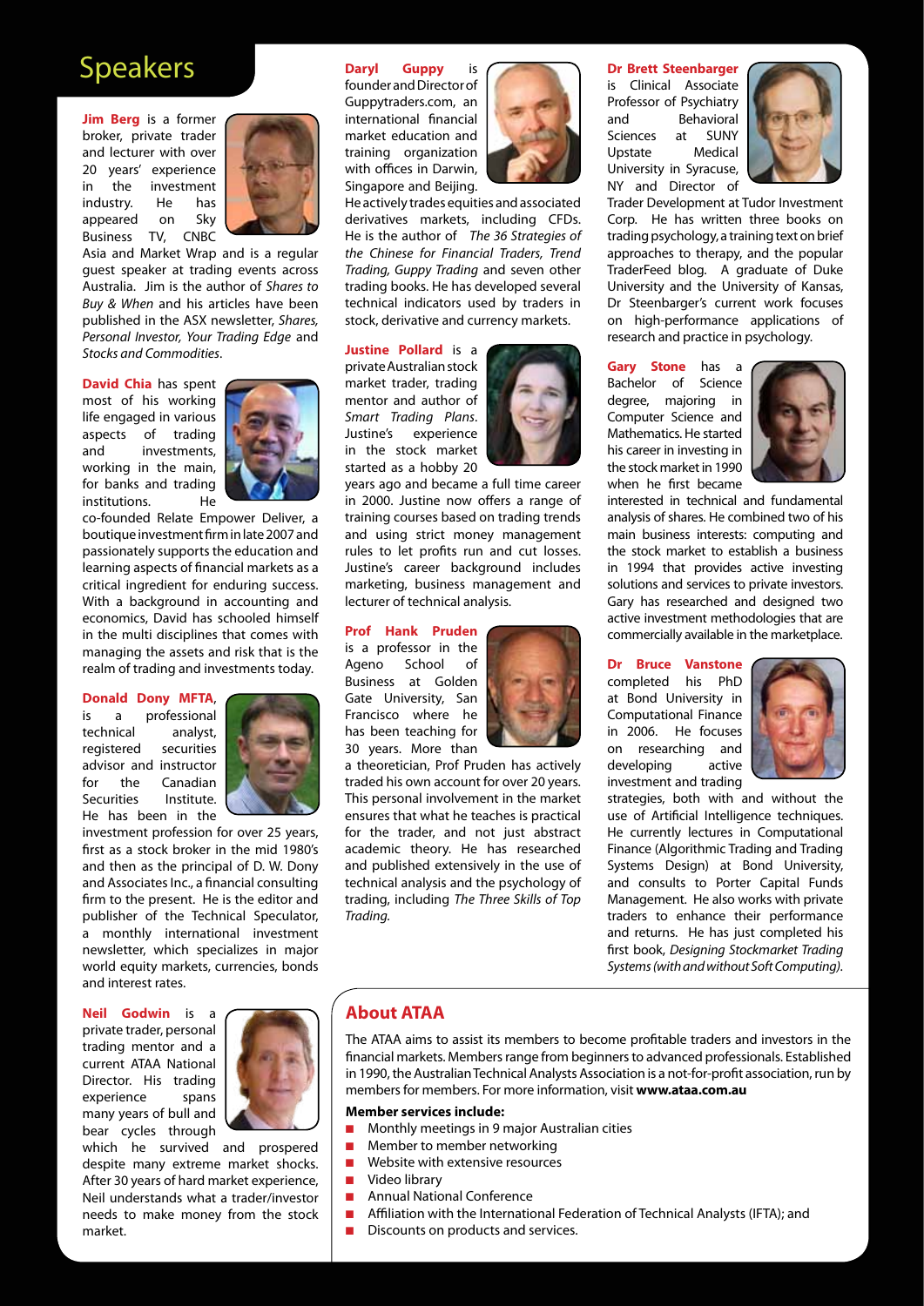# Speakers

**Jim Berg** is a former broker, private trader and lecturer with over 20 years' experience in the investment industry. He has appeared on Sky Business TV, CNBC Asia and Market Wrap and is a regular guest speaker at trading events across Australia. Jim is the author of *Shares to Buy & When* and his articles have been published in the ASX newsletter, *Shares, Personal Investor, Your Trading Edge* and *Stocks and Commodities*.

**David Chia** has spent most of his working life engaged in various aspects of trading and investments, working in the main, for banks and trading institutions. He co-founded Relate Empower Deliver, a boutique investment firm in late 2007 and passionately supports the education and learning aspects of financial markets as a critical ingredient for enduring success. With a background in accounting and economics, David has schooled himself in the multi disciplines that comes with managing the assets and risk that is the realm of trading and investments today.

**Donald Dony MFTA**, is a professional technical analyst, registered securities advisor and instructor for the Canadian Securities Institute. He has been in the investment profession for over 25 years, first as a stock broker in the mid 1980's and then as the principal of D. W. Dony and Associates Inc., a financial consulting firm to the present. He is the editor and publisher of the Technical Speculator, a monthly international investment newsletter, which specializes in major world equity markets, currencies, bonds and interest rates.

**Neil Godwin** is a private trader, personal trading mentor and a current ATAA National Director. His trading experience spans many years of bull and bear cycles through which he survived and prospered despite many extreme market shocks. After 30 years of hard market experience, Neil understands what a trader/investor needs to make money from the stock market.

**Daryl Guppy** is founder and Director of Guppytraders.com, an international financial market education and training organization with offices in Darwin, Singapore and Beijing. He actively trades equities and associated derivatives markets, including CFDs. He is the author of *The 36 Strategies of the Chinese for Financial Traders, Trend Trading, Guppy Trading* and seven other trading books. He has developed several technical indicators used by traders in stock, derivative and currency markets.

**Justine Pollard** is a private Australian stock market trader, trading mentor and author of *Smart Trading Plans*. Justine's experience in the stock market started as a hobby 20 years ago and became a full time career in 2000. Justine now offers a range of training courses based on trading trends and using strict money management rules to let profits run and cut losses. Justine's career background includes marketing, business management and lecturer of technical analysis.

**Prof Hank Pruden** is a professor in the Ageno School of Business at Golden Gate University, San Francisco where he has been teaching for 30 years. More than a theoretician, Prof Pruden has actively traded his own account for over 20 years. This personal involvement in the market ensures that what he teaches is practical for the trader, and not just abstract academic theory. He has researched and published extensively in the use of technical analysis and the psychology of trading, including *The Three Skills of Top Trading*.

**Dr Brett Steenbarger** is Clinical Associate Professor of Psychiatry and Behavioral Sciences at SUNY Upstate Medical University in Syracuse, NY and Director of Trader Development at Tudor Investment Corp. He has written three books on trading psychology, a training text on brief approaches to therapy, and the popular TraderFeed blog. A graduate of Duke University and the University of Kansas, Dr Steenbarger's current work focuses on high-performance applications of research and practice in psychology.

**Gary Stone** has a Bachelor of Science degree, majoring in Computer Science and Mathematics. He started his career in investing in the stock market in 1990 when he first became interested in technical and fundamental analysis of shares. He combined two of his main business interests: computing and the stock market to establish a business in 1994 that provides active investing solutions and services to private investors. Gary has researched and designed two active investment methodologies that are commercially available in the marketplace.

**Dr Bruce Vanstone** completed his PhD at Bond University in Computational Finance in 2006. He focuses on researching and developing active investment and trading strategies, both with and without the use of Artificial Intelligence techniques. He currently lectures in Computational Finance (Algorithmic Trading and Trading Systems Design) at Bond University, and consults to Porter Capital Funds Management. He also works with private traders to enhance their performance and returns. He has just completed his first book, *Designing Stockmarket Trading Systems (with and without Soft Computing)*.

## About ATAA

The ATAA aims to assist its members to become profitable traders and investors in the financial markets. Members range from beginners to advanced professionals. Established in 1990, the Australian Technical Analysts Association is a not-for-profit association, run by members for members. For more information, visit **www.ataa.com.au**

**Member services include:**

- Monthly meetings in 9 major Australian cities
- Member to member networking
- Website with extensive resources
- Video library
- Annual National Conference
- Affiliation with the International Federation of Technical Analysts (IFTA); and
- Discounts on products and services.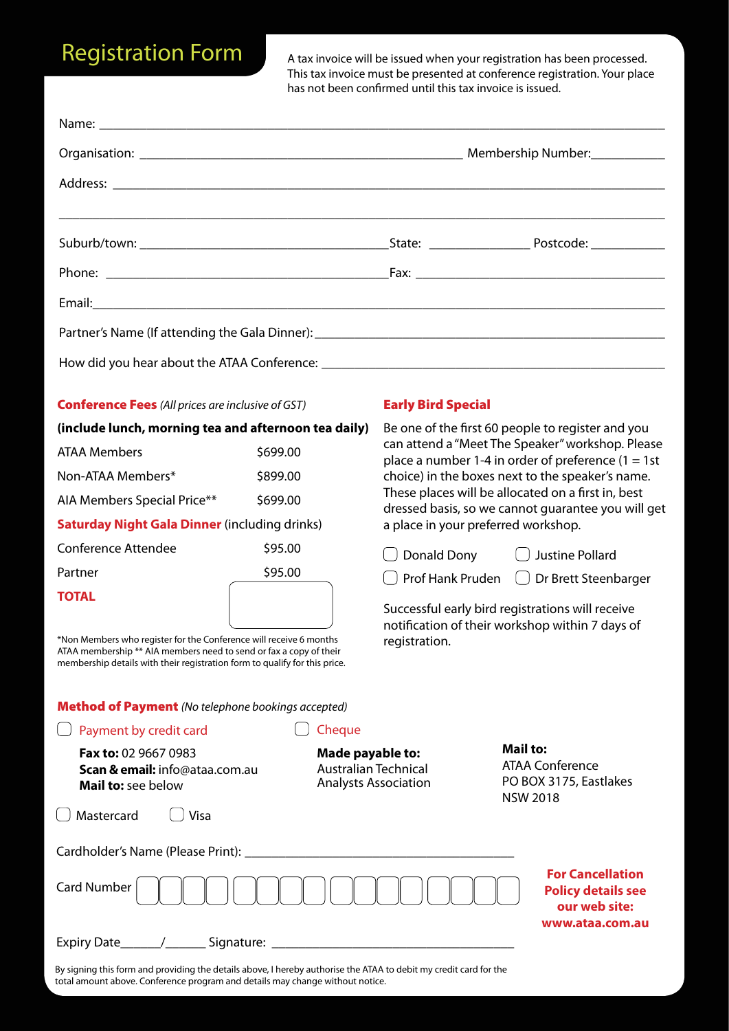# Registration Form

A tax invoice will be issued when your registration has been processed. This tax invoice must be presented at conference registration. Your place has not been confirmed until this tax invoice is issued.

Name: ____________________________________________

Organisation: ______________________________ Membership Number: __________

Address: ____________________________________________

____________________________________________

Suburb/town: ______________________ State: __________ Postcode: __________

Phone: ______________________ Fax: ______________________

Email: ____________________________________________

Partner's Name (If attending the Gala Dinner): ______________________________

How did you hear about the ATAA Conference: ______________________________

## Conference Fees *(All prices are inclusive of GST)*

**(include lunch, morning tea and afternoon tea daily)**

| | |
|---|---|
| ATAA Members | $699.00 |
| Non-ATAA Members* | $899.00 |
| AIA Members Special Price** | $699.00 |
| **Saturday Night Gala Dinner** (including drinks) | |
| Conference Attendee | $95.00 |
| Partner | $95.00 |
| **TOTAL** | |

*Non Members who register for the Conference will receive 6 months ATAA membership ** AIA members need to send or fax a copy of their membership details with their registration form to qualify for this price.

## Early Bird Special

Be one of the first 60 people to register and you can attend a "Meet The Speaker" workshop. Please place a number 1-4 in order of preference (1 = 1st choice) in the boxes next to the speaker's name. These places will be allocated on a first in, best dressed basis, so we cannot guarantee you will get a place in your preferred workshop.

- ☐ Donald Dony
- ☐ Justine Pollard
- ☐ Prof Hank Pruden
- ☐ Dr Brett Steenbarger

Successful early bird registrations will receive notification of their workshop within 7 days of registration.

## Method of Payment *(No telephone bookings accepted)*

☐ Payment by credit card

**Fax to:** 02 9667 0983
**Scan & email:** info@ataa.com.au
**Mail to:** see below

☐ Cheque

**Made payable to:**
Australian Technical Analysts Association

**Mail to:**
ATAA Conference
PO BOX 3175, Eastlakes
NSW 2018

☐ Mastercard ☐ Visa

Cardholder's Name (Please Print): ______________________________

Card Number ☐☐☐☐ ☐☐☐☐ ☐☐☐☐ ☐☐☐☐

Expiry Date______/______ Signature: ______________________________

**For Cancellation Policy details see our web site: www.ataa.com.au**

By signing this form and providing the details above, I hereby authorise the ATAA to debit my credit card for the total amount above. Conference program and details may change without notice.